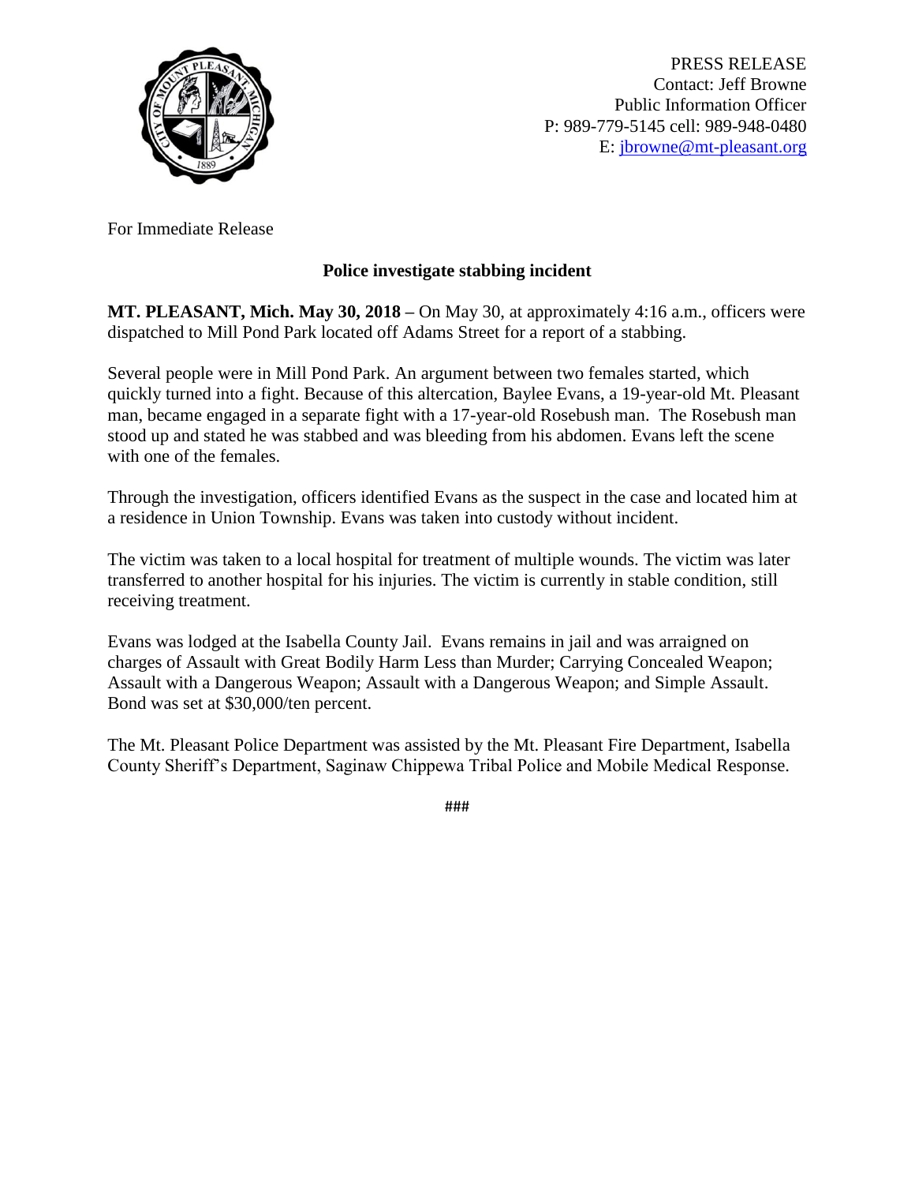PRESS RELEASE
Contact: Jeff Browne
Public Information Officer
P: 989-779-5145 cell: 989-948-0480
E: jbrowne@mt-pleasant.org

For Immediate Release

## Police investigate stabbing incident

**MT. PLEASANT, Mich. May 30, 2018 –** On May 30, at approximately 4:16 a.m., officers were dispatched to Mill Pond Park located off Adams Street for a report of a stabbing.

Several people were in Mill Pond Park. An argument between two females started, which quickly turned into a fight. Because of this altercation, Baylee Evans, a 19-year-old Mt. Pleasant man, became engaged in a separate fight with a 17-year-old Rosebush man. The Rosebush man stood up and stated he was stabbed and was bleeding from his abdomen. Evans left the scene with one of the females.

Through the investigation, officers identified Evans as the suspect in the case and located him at a residence in Union Township. Evans was taken into custody without incident.

The victim was taken to a local hospital for treatment of multiple wounds. The victim was later transferred to another hospital for his injuries. The victim is currently in stable condition, still receiving treatment.

Evans was lodged at the Isabella County Jail. Evans remains in jail and was arraigned on charges of Assault with Great Bodily Harm Less than Murder; Carrying Concealed Weapon; Assault with a Dangerous Weapon; Assault with a Dangerous Weapon; and Simple Assault. Bond was set at $30,000/ten percent.

The Mt. Pleasant Police Department was assisted by the Mt. Pleasant Fire Department, Isabella County Sheriff's Department, Saginaw Chippewa Tribal Police and Mobile Medical Response.

###